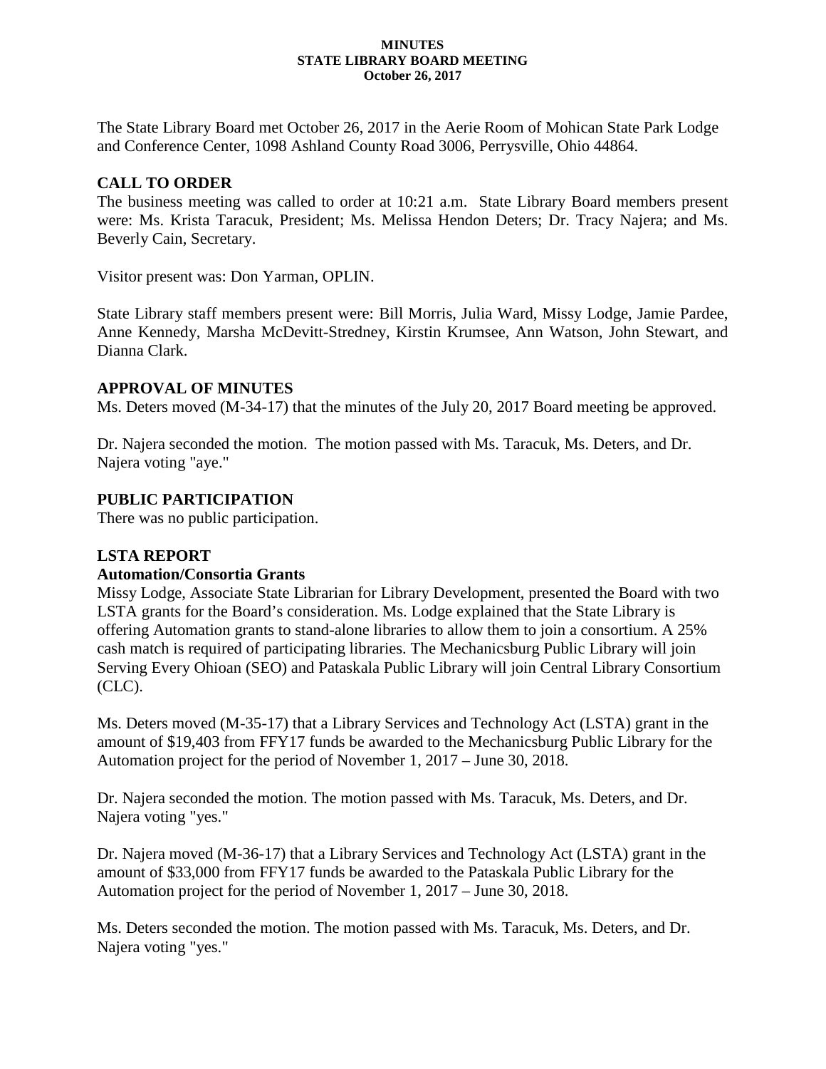# MINUTES
# STATE LIBRARY BOARD MEETING
# October 26, 2017

The State Library Board met October 26, 2017 in the Aerie Room of Mohican State Park Lodge and Conference Center, 1098 Ashland County Road 3006, Perrysville, Ohio 44864.

## CALL TO ORDER

The business meeting was called to order at 10:21 a.m. State Library Board members present were: Ms. Krista Taracuk, President; Ms. Melissa Hendon Deters; Dr. Tracy Najera; and Ms. Beverly Cain, Secretary.

Visitor present was: Don Yarman, OPLIN.

State Library staff members present were: Bill Morris, Julia Ward, Missy Lodge, Jamie Pardee, Anne Kennedy, Marsha McDevitt-Stredney, Kirstin Krumsee, Ann Watson, John Stewart, and Dianna Clark.

## APPROVAL OF MINUTES

Ms. Deters moved (M-34-17) that the minutes of the July 20, 2017 Board meeting be approved.

Dr. Najera seconded the motion. The motion passed with Ms. Taracuk, Ms. Deters, and Dr. Najera voting "aye."

## PUBLIC PARTICIPATION

There was no public participation.

## LSTA REPORT

### Automation/Consortia Grants

Missy Lodge, Associate State Librarian for Library Development, presented the Board with two LSTA grants for the Board's consideration. Ms. Lodge explained that the State Library is offering Automation grants to stand-alone libraries to allow them to join a consortium. A 25% cash match is required of participating libraries. The Mechanicsburg Public Library will join Serving Every Ohioan (SEO) and Pataskala Public Library will join Central Library Consortium (CLC).

Ms. Deters moved (M-35-17) that a Library Services and Technology Act (LSTA) grant in the amount of $19,403 from FFY17 funds be awarded to the Mechanicsburg Public Library for the Automation project for the period of November 1, 2017 – June 30, 2018.

Dr. Najera seconded the motion. The motion passed with Ms. Taracuk, Ms. Deters, and Dr. Najera voting "yes."

Dr. Najera moved (M-36-17) that a Library Services and Technology Act (LSTA) grant in the amount of $33,000 from FFY17 funds be awarded to the Pataskala Public Library for the Automation project for the period of November 1, 2017 – June 30, 2018.

Ms. Deters seconded the motion. The motion passed with Ms. Taracuk, Ms. Deters, and Dr. Najera voting "yes."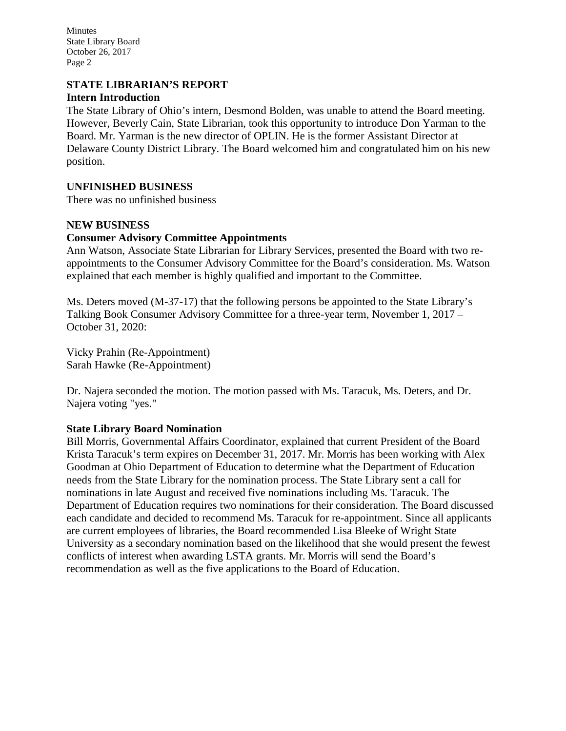## STATE LIBRARIAN'S REPORT

### Intern Introduction

The State Library of Ohio's intern, Desmond Bolden, was unable to attend the Board meeting. However, Beverly Cain, State Librarian, took this opportunity to introduce Don Yarman to the Board. Mr. Yarman is the new director of OPLIN. He is the former Assistant Director at Delaware County District Library. The Board welcomed him and congratulated him on his new position.

## UNFINISHED BUSINESS

There was no unfinished business

## NEW BUSINESS

### Consumer Advisory Committee Appointments

Ann Watson, Associate State Librarian for Library Services, presented the Board with two re-appointments to the Consumer Advisory Committee for the Board's consideration. Ms. Watson explained that each member is highly qualified and important to the Committee.

Ms. Deters moved (M-37-17) that the following persons be appointed to the State Library's Talking Book Consumer Advisory Committee for a three-year term, November 1, 2017 – October 31, 2020:

Vicky Prahin (Re-Appointment)
Sarah Hawke (Re-Appointment)

Dr. Najera seconded the motion. The motion passed with Ms. Taracuk, Ms. Deters, and Dr. Najera voting "yes."

### State Library Board Nomination

Bill Morris, Governmental Affairs Coordinator, explained that current President of the Board Krista Taracuk's term expires on December 31, 2017. Mr. Morris has been working with Alex Goodman at Ohio Department of Education to determine what the Department of Education needs from the State Library for the nomination process. The State Library sent a call for nominations in late August and received five nominations including Ms. Taracuk. The Department of Education requires two nominations for their consideration. The Board discussed each candidate and decided to recommend Ms. Taracuk for re-appointment. Since all applicants are current employees of libraries, the Board recommended Lisa Bleeke of Wright State University as a secondary nomination based on the likelihood that she would present the fewest conflicts of interest when awarding LSTA grants. Mr. Morris will send the Board's recommendation as well as the five applications to the Board of Education.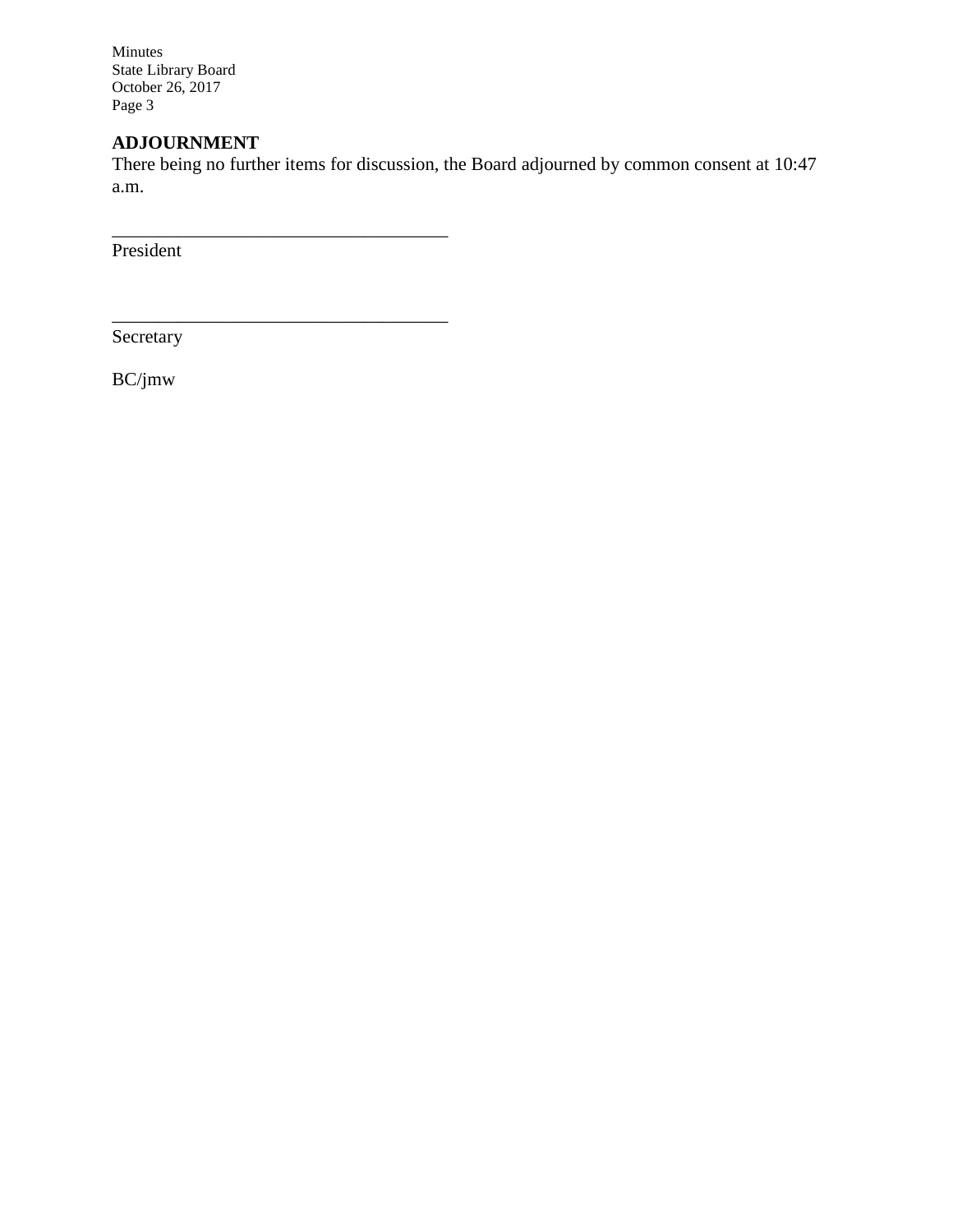**ADJOURNMENT**
There being no further items for discussion, the Board adjourned by common consent at 10:47 a.m.

\_\_\_\_\_\_\_\_\_\_\_\_\_\_\_\_\_\_\_\_\_\_\_\_\_\_\_\_\_\_\_\_\_\_\_\_
President

\_\_\_\_\_\_\_\_\_\_\_\_\_\_\_\_\_\_\_\_\_\_\_\_\_\_\_\_\_\_\_\_\_\_\_\_
Secretary

BC/jmw